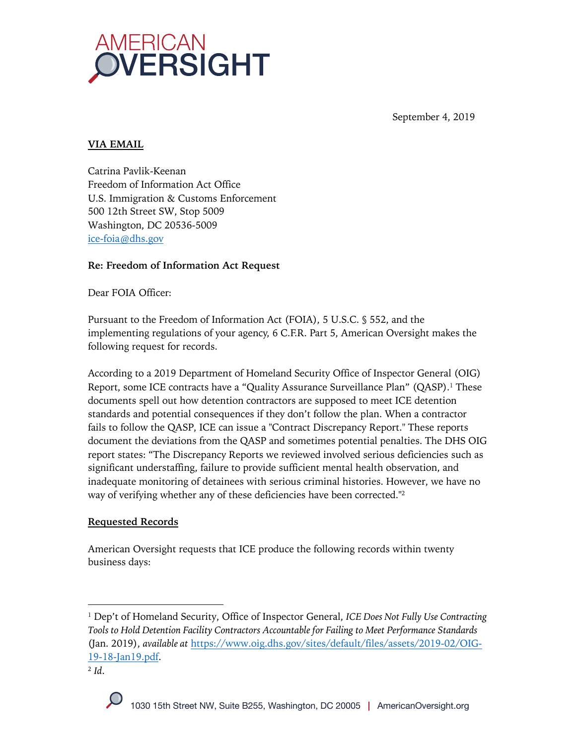AMERICAN OVERSIGHT

September 4, 2019

**VIA EMAIL**

Catrina Pavlik-Keenan
Freedom of Information Act Office
U.S. Immigration & Customs Enforcement
500 12th Street SW, Stop 5009
Washington, DC 20536-5009
ice-foia@dhs.gov

**Re: Freedom of Information Act Request**

Dear FOIA Officer:

Pursuant to the Freedom of Information Act (FOIA), 5 U.S.C. § 552, and the implementing regulations of your agency, 6 C.F.R. Part 5, American Oversight makes the following request for records.

According to a 2019 Department of Homeland Security Office of Inspector General (OIG) Report, some ICE contracts have a "Quality Assurance Surveillance Plan" (QASP).[1] These documents spell out how detention contractors are supposed to meet ICE detention standards and potential consequences if they don't follow the plan. When a contractor fails to follow the QASP, ICE can issue a "Contract Discrepancy Report." These reports document the deviations from the QASP and sometimes potential penalties. The DHS OIG report states: "The Discrepancy Reports we reviewed involved serious deficiencies such as significant understaffing, failure to provide sufficient mental health observation, and inadequate monitoring of detainees with serious criminal histories. However, we have no way of verifying whether any of these deficiencies have been corrected."[2]

**Requested Records**

American Oversight requests that ICE produce the following records within twenty business days:

[1] Dep't of Homeland Security, Office of Inspector General, *ICE Does Not Fully Use Contracting Tools to Hold Detention Facility Contractors Accountable for Failing to Meet Performance Standards* (Jan. 2019), *available at* https://www.oig.dhs.gov/sites/default/files/assets/2019-02/OIG-19-18-Jan19.pdf.

[2] *Id*.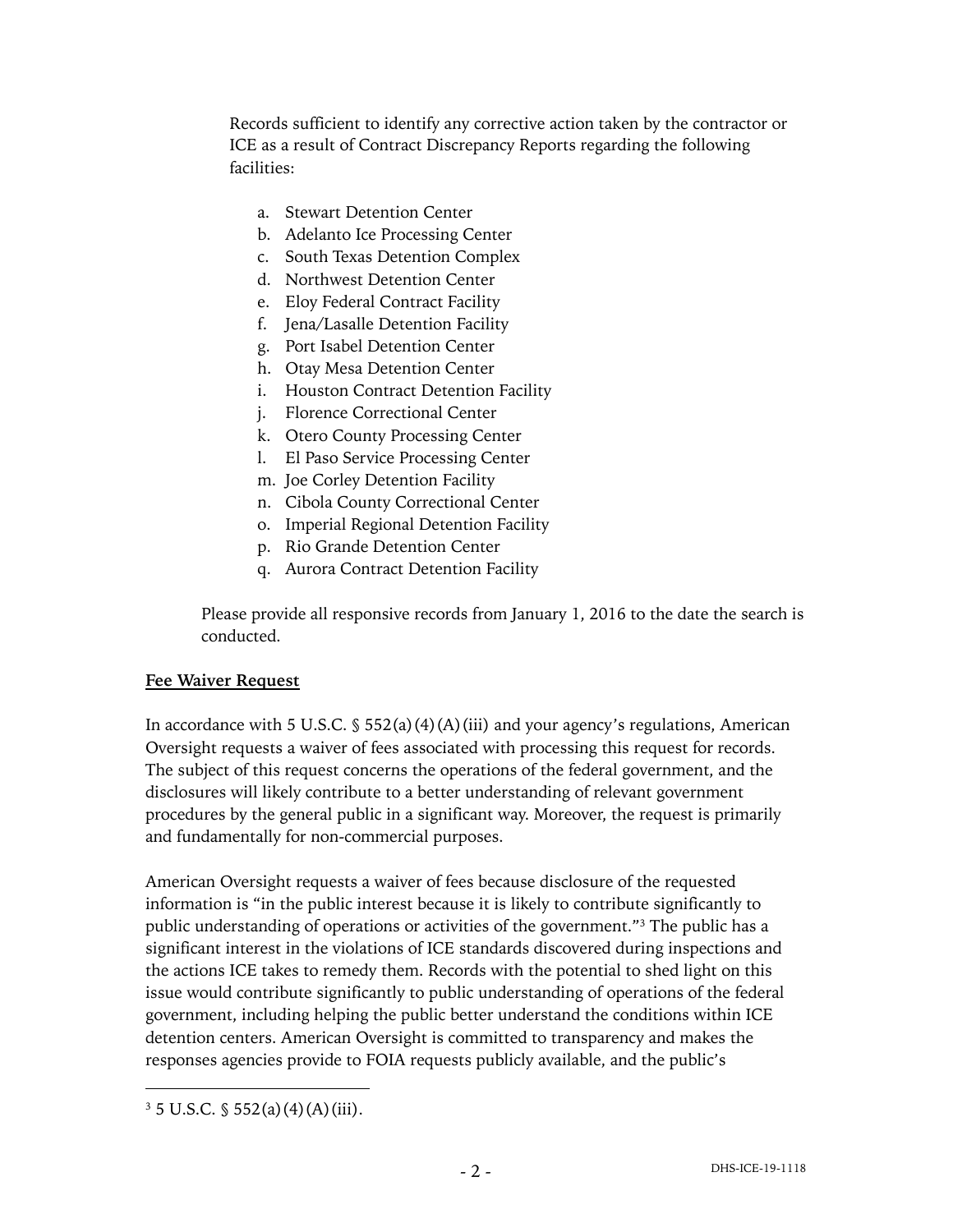Records sufficient to identify any corrective action taken by the contractor or ICE as a result of Contract Discrepancy Reports regarding the following facilities:

a. Stewart Detention Center
b. Adelanto Ice Processing Center
c. South Texas Detention Complex
d. Northwest Detention Center
e. Eloy Federal Contract Facility
f. Jena/Lasalle Detention Facility
g. Port Isabel Detention Center
h. Otay Mesa Detention Center
i. Houston Contract Detention Facility
j. Florence Correctional Center
k. Otero County Processing Center
l. El Paso Service Processing Center
m. Joe Corley Detention Facility
n. Cibola County Correctional Center
o. Imperial Regional Detention Facility
p. Rio Grande Detention Center
q. Aurora Contract Detention Facility

Please provide all responsive records from January 1, 2016 to the date the search is conducted.

**Fee Waiver Request**

In accordance with 5 U.S.C. § 552(a)(4)(A)(iii) and your agency's regulations, American Oversight requests a waiver of fees associated with processing this request for records. The subject of this request concerns the operations of the federal government, and the disclosures will likely contribute to a better understanding of relevant government procedures by the general public in a significant way. Moreover, the request is primarily and fundamentally for non-commercial purposes.

American Oversight requests a waiver of fees because disclosure of the requested information is "in the public interest because it is likely to contribute significantly to public understanding of operations or activities of the government."[3] The public has a significant interest in the violations of ICE standards discovered during inspections and the actions ICE takes to remedy them. Records with the potential to shed light on this issue would contribute significantly to public understanding of operations of the federal government, including helping the public better understand the conditions within ICE detention centers. American Oversight is committed to transparency and makes the responses agencies provide to FOIA requests publicly available, and the public's

[3] 5 U.S.C. § 552(a)(4)(A)(iii).

DHS-ICE-19-1118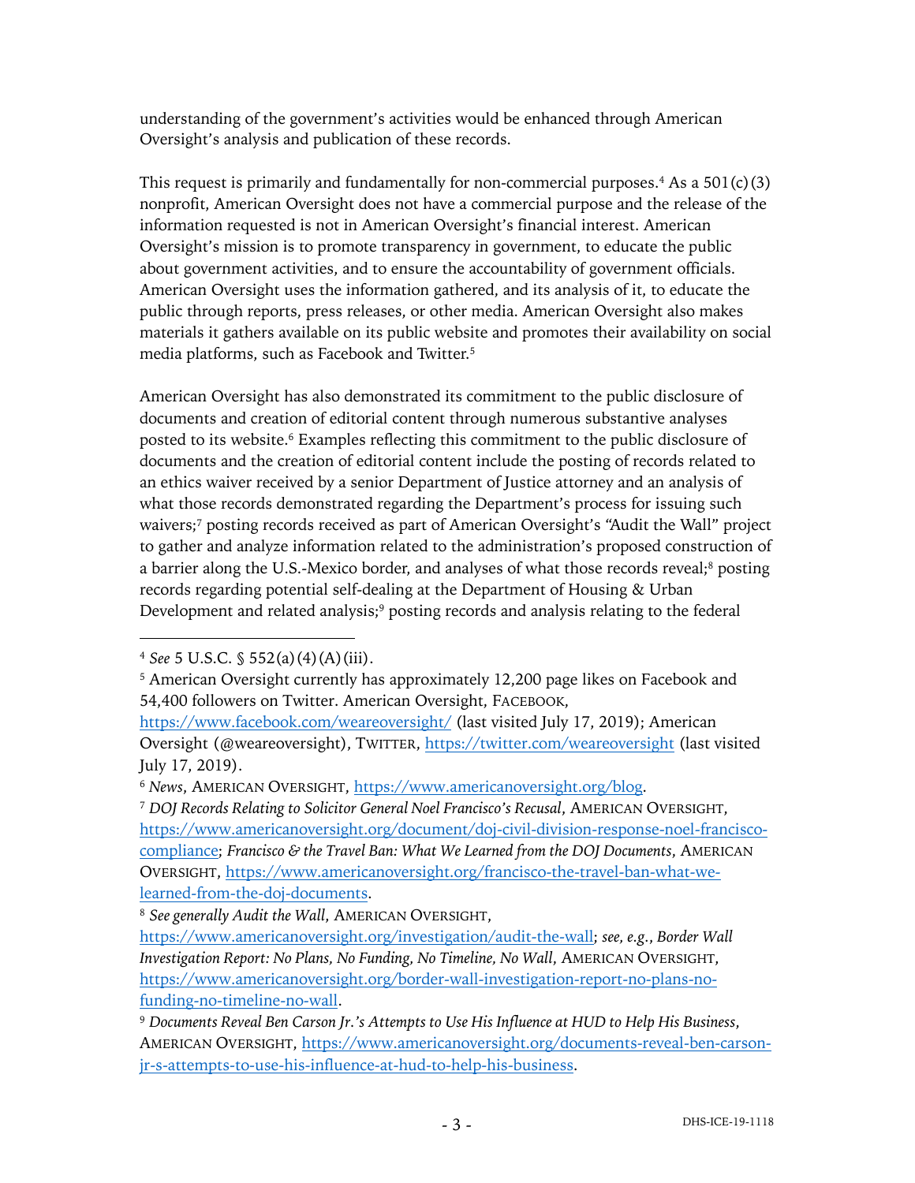understanding of the government's activities would be enhanced through American Oversight's analysis and publication of these records.

This request is primarily and fundamentally for non-commercial purposes.[4] As a 501(c)(3) nonprofit, American Oversight does not have a commercial purpose and the release of the information requested is not in American Oversight's financial interest. American Oversight's mission is to promote transparency in government, to educate the public about government activities, and to ensure the accountability of government officials. American Oversight uses the information gathered, and its analysis of it, to educate the public through reports, press releases, or other media. American Oversight also makes materials it gathers available on its public website and promotes their availability on social media platforms, such as Facebook and Twitter.[5]

American Oversight has also demonstrated its commitment to the public disclosure of documents and creation of editorial content through numerous substantive analyses posted to its website.[6] Examples reflecting this commitment to the public disclosure of documents and the creation of editorial content include the posting of records related to an ethics waiver received by a senior Department of Justice attorney and an analysis of what those records demonstrated regarding the Department's process for issuing such waivers;[7] posting records received as part of American Oversight's "Audit the Wall" project to gather and analyze information related to the administration's proposed construction of a barrier along the U.S.-Mexico border, and analyses of what those records reveal;[8] posting records regarding potential self-dealing at the Department of Housing & Urban Development and related analysis;[9] posting records and analysis relating to the federal

---

[4] *See* 5 U.S.C. § 552(a)(4)(A)(iii).

[5] American Oversight currently has approximately 12,200 page likes on Facebook and 54,400 followers on Twitter. American Oversight, FACEBOOK, https://www.facebook.com/weareoversight/ (last visited July 17, 2019); American Oversight (@weareoversight), TWITTER, https://twitter.com/weareoversight (last visited July 17, 2019).

[6] *News*, AMERICAN OVERSIGHT, https://www.americanoversight.org/blog.

[7] *DOJ Records Relating to Solicitor General Noel Francisco's Recusal*, AMERICAN OVERSIGHT, https://www.americanoversight.org/document/doj-civil-division-response-noel-francisco-compliance; *Francisco & the Travel Ban: What We Learned from the DOJ Documents*, AMERICAN OVERSIGHT, https://www.americanoversight.org/francisco-the-travel-ban-what-we-learned-from-the-doj-documents.

[8] *See generally Audit the Wall*, AMERICAN OVERSIGHT, https://www.americanoversight.org/investigation/audit-the-wall; *see, e.g.*, *Border Wall Investigation Report: No Plans, No Funding, No Timeline, No Wall*, AMERICAN OVERSIGHT, https://www.americanoversight.org/border-wall-investigation-report-no-plans-no-funding-no-timeline-no-wall.

[9] *Documents Reveal Ben Carson Jr.'s Attempts to Use His Influence at HUD to Help His Business*, AMERICAN OVERSIGHT, https://www.americanoversight.org/documents-reveal-ben-carson-jr-s-attempts-to-use-his-influence-at-hud-to-help-his-business.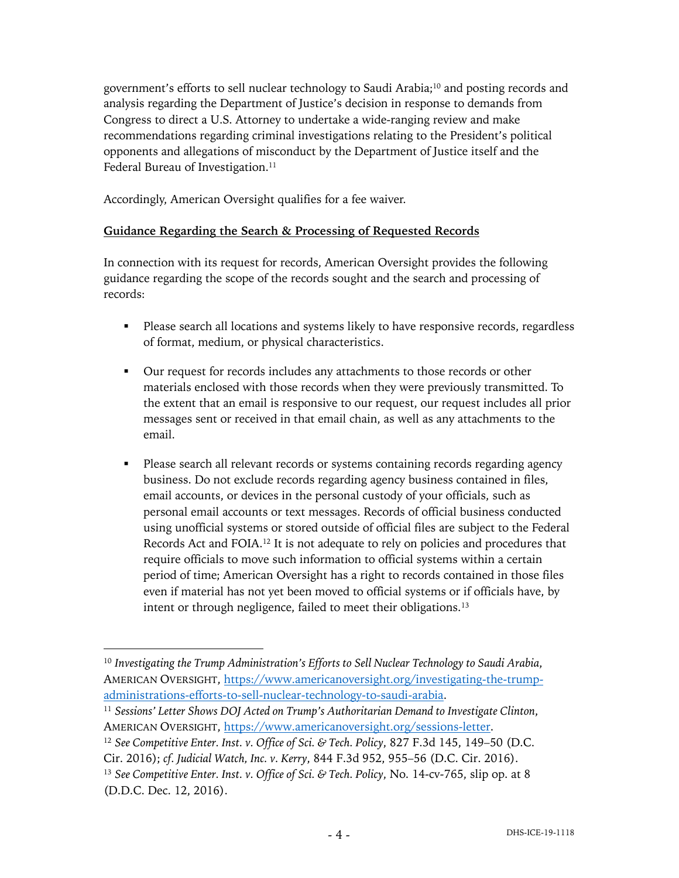government's efforts to sell nuclear technology to Saudi Arabia;[10] and posting records and analysis regarding the Department of Justice's decision in response to demands from Congress to direct a U.S. Attorney to undertake a wide-ranging review and make recommendations regarding criminal investigations relating to the President's political opponents and allegations of misconduct by the Department of Justice itself and the Federal Bureau of Investigation.[11]

Accordingly, American Oversight qualifies for a fee waiver.

## Guidance Regarding the Search & Processing of Requested Records

In connection with its request for records, American Oversight provides the following guidance regarding the scope of the records sought and the search and processing of records:

- Please search all locations and systems likely to have responsive records, regardless of format, medium, or physical characteristics.

- Our request for records includes any attachments to those records or other materials enclosed with those records when they were previously transmitted. To the extent that an email is responsive to our request, our request includes all prior messages sent or received in that email chain, as well as any attachments to the email.

- Please search all relevant records or systems containing records regarding agency business. Do not exclude records regarding agency business contained in files, email accounts, or devices in the personal custody of your officials, such as personal email accounts or text messages. Records of official business conducted using unofficial systems or stored outside of official files are subject to the Federal Records Act and FOIA.[12] It is not adequate to rely on policies and procedures that require officials to move such information to official systems within a certain period of time; American Oversight has a right to records contained in those files even if material has not yet been moved to official systems or if officials have, by intent or through negligence, failed to meet their obligations.[13]

---

[10] *Investigating the Trump Administration's Efforts to Sell Nuclear Technology to Saudi Arabia*, AMERICAN OVERSIGHT, https://www.americanoversight.org/investigating-the-trump-administrations-efforts-to-sell-nuclear-technology-to-saudi-arabia.

[11] *Sessions' Letter Shows DOJ Acted on Trump's Authoritarian Demand to Investigate Clinton*, AMERICAN OVERSIGHT, https://www.americanoversight.org/sessions-letter.

[12] *See Competitive Enter. Inst. v. Office of Sci. & Tech. Policy*, 827 F.3d 145, 149–50 (D.C. Cir. 2016); *cf. Judicial Watch, Inc. v. Kerry*, 844 F.3d 952, 955–56 (D.C. Cir. 2016).

[13] *See Competitive Enter. Inst. v. Office of Sci. & Tech. Policy*, No. 14-cv-765, slip op. at 8 (D.D.C. Dec. 12, 2016).

DHS-ICE-19-1118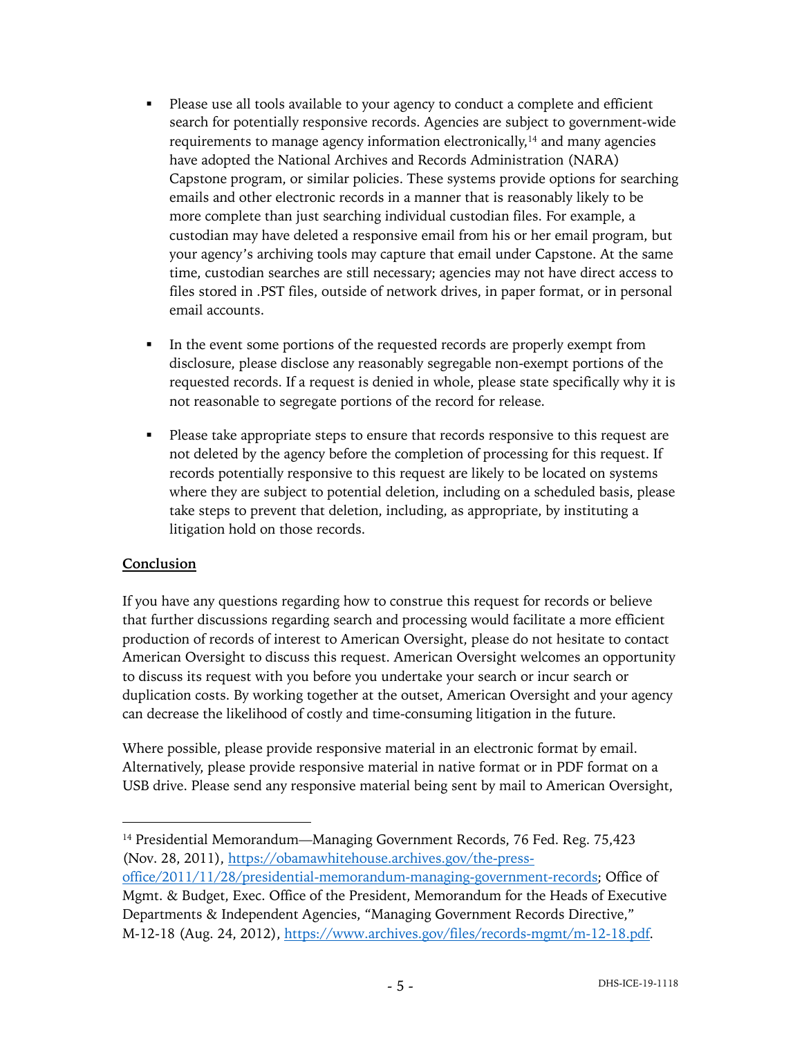- Please use all tools available to your agency to conduct a complete and efficient search for potentially responsive records. Agencies are subject to government-wide requirements to manage agency information electronically,[14] and many agencies have adopted the National Archives and Records Administration (NARA) Capstone program, or similar policies. These systems provide options for searching emails and other electronic records in a manner that is reasonably likely to be more complete than just searching individual custodian files. For example, a custodian may have deleted a responsive email from his or her email program, but your agency's archiving tools may capture that email under Capstone. At the same time, custodian searches are still necessary; agencies may not have direct access to files stored in .PST files, outside of network drives, in paper format, or in personal email accounts.

- In the event some portions of the requested records are properly exempt from disclosure, please disclose any reasonably segregable non-exempt portions of the requested records. If a request is denied in whole, please state specifically why it is not reasonable to segregate portions of the record for release.

- Please take appropriate steps to ensure that records responsive to this request are not deleted by the agency before the completion of processing for this request. If records potentially responsive to this request are likely to be located on systems where they are subject to potential deletion, including on a scheduled basis, please take steps to prevent that deletion, including, as appropriate, by instituting a litigation hold on those records.

**Conclusion**

If you have any questions regarding how to construe this request for records or believe that further discussions regarding search and processing would facilitate a more efficient production of records of interest to American Oversight, please do not hesitate to contact American Oversight to discuss this request. American Oversight welcomes an opportunity to discuss its request with you before you undertake your search or incur search or duplication costs. By working together at the outset, American Oversight and your agency can decrease the likelihood of costly and time-consuming litigation in the future.

Where possible, please provide responsive material in an electronic format by email. Alternatively, please provide responsive material in native format or in PDF format on a USB drive. Please send any responsive material being sent by mail to American Oversight,

---

[14] Presidential Memorandum—Managing Government Records, 76 Fed. Reg. 75,423 (Nov. 28, 2011), https://obamawhitehouse.archives.gov/the-press-office/2011/11/28/presidential-memorandum-managing-government-records; Office of Mgmt. & Budget, Exec. Office of the President, Memorandum for the Heads of Executive Departments & Independent Agencies, "Managing Government Records Directive," M-12-18 (Aug. 24, 2012), https://www.archives.gov/files/records-mgmt/m-12-18.pdf.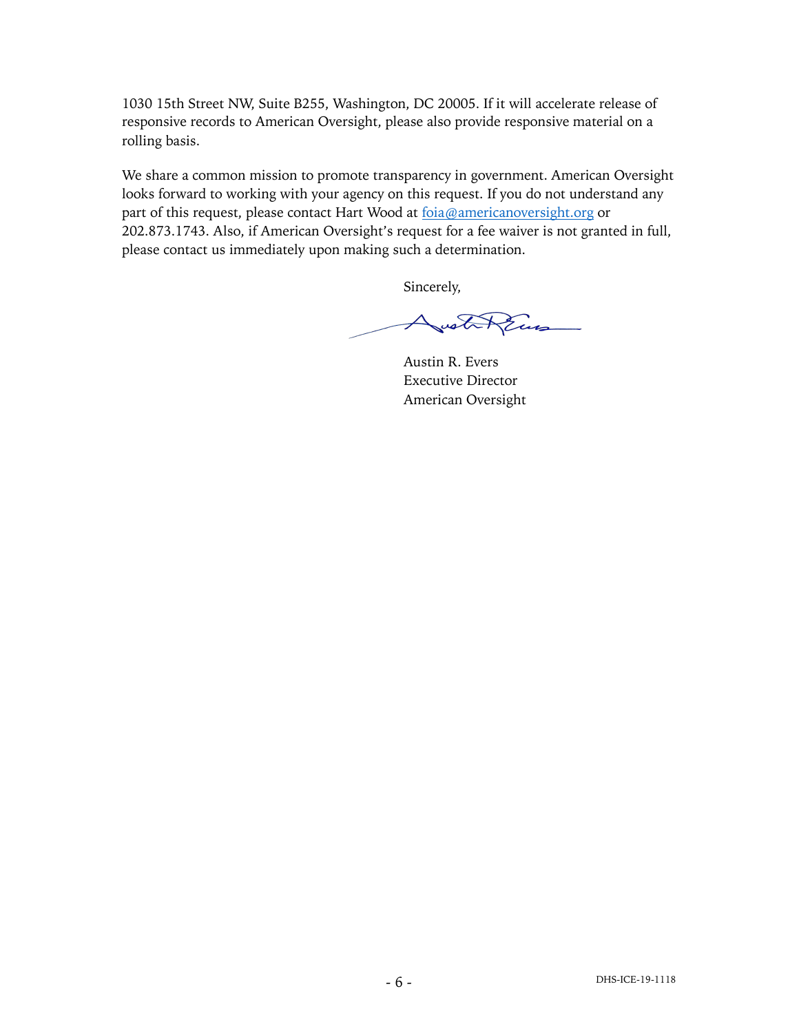1030 15th Street NW, Suite B255, Washington, DC 20005. If it will accelerate release of responsive records to American Oversight, please also provide responsive material on a rolling basis.

We share a common mission to promote transparency in government. American Oversight looks forward to working with your agency on this request. If you do not understand any part of this request, please contact Hart Wood at foia@americanoversight.org or 202.873.1743. Also, if American Oversight's request for a fee waiver is not granted in full, please contact us immediately upon making such a determination.

Sincerely,

Austin R. Evers
Executive Director
American Oversight

DHS-ICE-19-1118